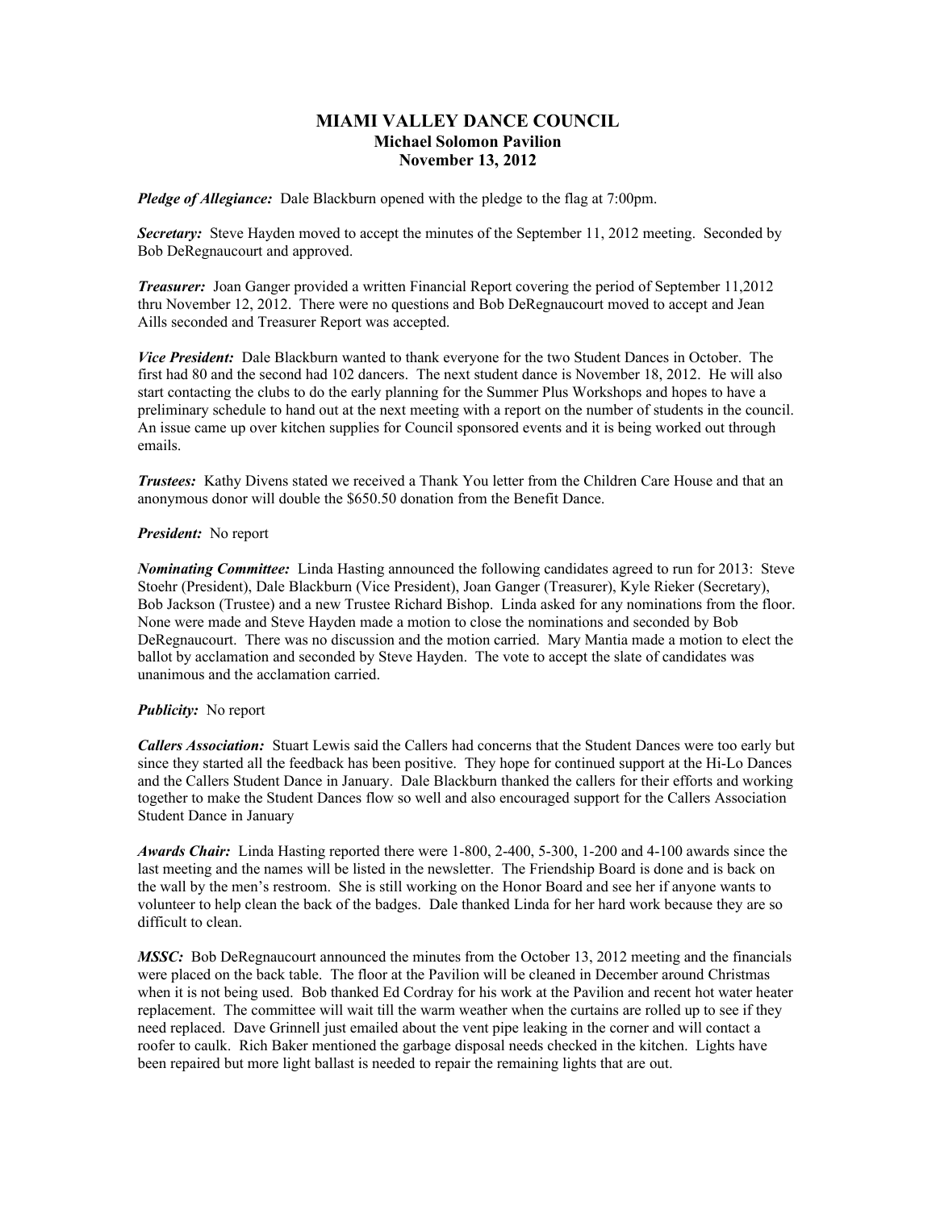# MIAMI VALLEY DANCE COUNCIL
## Michael Solomon Pavilion
## November 13, 2012

***Pledge of Allegiance:*** Dale Blackburn opened with the pledge to the flag at 7:00pm.

***Secretary:*** Steve Hayden moved to accept the minutes of the September 11, 2012 meeting. Seconded by Bob DeRegnaucourt and approved.

***Treasurer:*** Joan Ganger provided a written Financial Report covering the period of September 11,2012 thru November 12, 2012. There were no questions and Bob DeRegnaucourt moved to accept and Jean Aills seconded and Treasurer Report was accepted.

***Vice President:*** Dale Blackburn wanted to thank everyone for the two Student Dances in October. The first had 80 and the second had 102 dancers. The next student dance is November 18, 2012. He will also start contacting the clubs to do the early planning for the Summer Plus Workshops and hopes to have a preliminary schedule to hand out at the next meeting with a report on the number of students in the council. An issue came up over kitchen supplies for Council sponsored events and it is being worked out through emails.

***Trustees:*** Kathy Divens stated we received a Thank You letter from the Children Care House and that an anonymous donor will double the $650.50 donation from the Benefit Dance.

***President:*** No report

***Nominating Committee:*** Linda Hasting announced the following candidates agreed to run for 2013: Steve Stoehr (President), Dale Blackburn (Vice President), Joan Ganger (Treasurer), Kyle Rieker (Secretary), Bob Jackson (Trustee) and a new Trustee Richard Bishop. Linda asked for any nominations from the floor. None were made and Steve Hayden made a motion to close the nominations and seconded by Bob DeRegnaucourt. There was no discussion and the motion carried. Mary Mantia made a motion to elect the ballot by acclamation and seconded by Steve Hayden. The vote to accept the slate of candidates was unanimous and the acclamation carried.

***Publicity:*** No report

***Callers Association:*** Stuart Lewis said the Callers had concerns that the Student Dances were too early but since they started all the feedback has been positive. They hope for continued support at the Hi-Lo Dances and the Callers Student Dance in January. Dale Blackburn thanked the callers for their efforts and working together to make the Student Dances flow so well and also encouraged support for the Callers Association Student Dance in January

***Awards Chair:*** Linda Hasting reported there were 1-800, 2-400, 5-300, 1-200 and 4-100 awards since the last meeting and the names will be listed in the newsletter. The Friendship Board is done and is back on the wall by the men's restroom. She is still working on the Honor Board and see her if anyone wants to volunteer to help clean the back of the badges. Dale thanked Linda for her hard work because they are so difficult to clean.

***MSSC:*** Bob DeRegnaucourt announced the minutes from the October 13, 2012 meeting and the financials were placed on the back table. The floor at the Pavilion will be cleaned in December around Christmas when it is not being used. Bob thanked Ed Cordray for his work at the Pavilion and recent hot water heater replacement. The committee will wait till the warm weather when the curtains are rolled up to see if they need replaced. Dave Grinnell just emailed about the vent pipe leaking in the corner and will contact a roofer to caulk. Rich Baker mentioned the garbage disposal needs checked in the kitchen. Lights have been repaired but more light ballast is needed to repair the remaining lights that are out.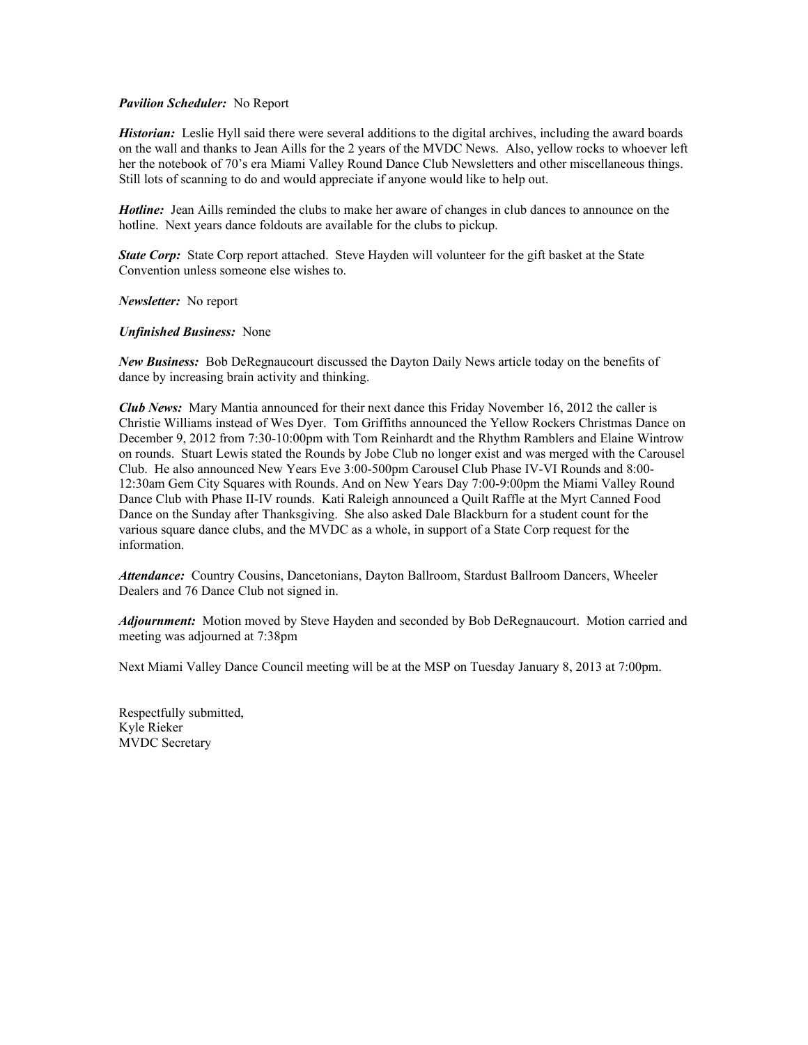***Pavilion Scheduler:*** No Report

***Historian:*** Leslie Hyll said there were several additions to the digital archives, including the award boards on the wall and thanks to Jean Aills for the 2 years of the MVDC News. Also, yellow rocks to whoever left her the notebook of 70's era Miami Valley Round Dance Club Newsletters and other miscellaneous things. Still lots of scanning to do and would appreciate if anyone would like to help out.

***Hotline:*** Jean Aills reminded the clubs to make her aware of changes in club dances to announce on the hotline. Next years dance foldouts are available for the clubs to pickup.

***State Corp:*** State Corp report attached. Steve Hayden will volunteer for the gift basket at the State Convention unless someone else wishes to.

***Newsletter:*** No report

***Unfinished Business:*** None

***New Business:*** Bob DeRegnaucourt discussed the Dayton Daily News article today on the benefits of dance by increasing brain activity and thinking.

***Club News:*** Mary Mantia announced for their next dance this Friday November 16, 2012 the caller is Christie Williams instead of Wes Dyer. Tom Griffiths announced the Yellow Rockers Christmas Dance on December 9, 2012 from 7:30-10:00pm with Tom Reinhardt and the Rhythm Ramblers and Elaine Wintrow on rounds. Stuart Lewis stated the Rounds by Jobe Club no longer exist and was merged with the Carousel Club. He also announced New Years Eve 3:00-500pm Carousel Club Phase IV-VI Rounds and 8:00-12:30am Gem City Squares with Rounds. And on New Years Day 7:00-9:00pm the Miami Valley Round Dance Club with Phase II-IV rounds. Kati Raleigh announced a Quilt Raffle at the Myrt Canned Food Dance on the Sunday after Thanksgiving. She also asked Dale Blackburn for a student count for the various square dance clubs, and the MVDC as a whole, in support of a State Corp request for the information.

***Attendance:*** Country Cousins, Dancetonians, Dayton Ballroom, Stardust Ballroom Dancers, Wheeler Dealers and 76 Dance Club not signed in.

***Adjournment:*** Motion moved by Steve Hayden and seconded by Bob DeRegnaucourt. Motion carried and meeting was adjourned at 7:38pm

Next Miami Valley Dance Council meeting will be at the MSP on Tuesday January 8, 2013 at 7:00pm.

Respectfully submitted,
Kyle Rieker
MVDC Secretary